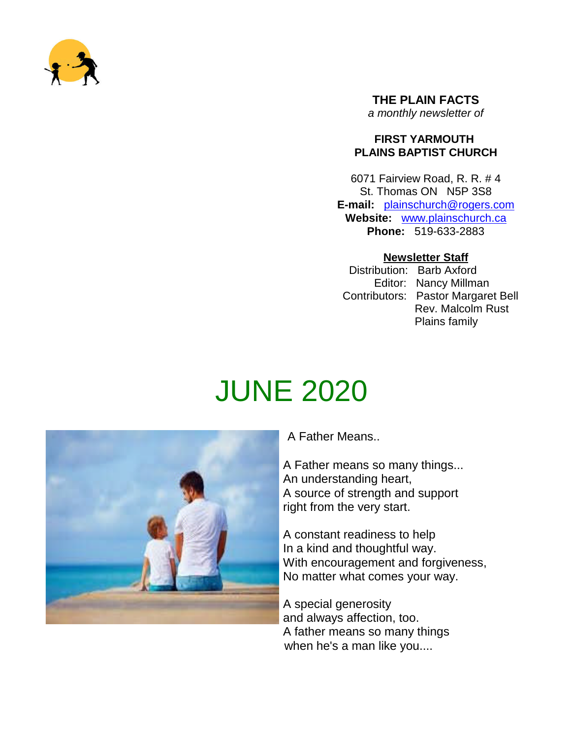**THE PLAIN FACTS**
*a monthly newsletter of*

**FIRST YARMOUTH PLAINS BAPTIST CHURCH**

6071 Fairview Road, R. R. # 4
St. Thomas ON N5P 3S8
**E-mail:** plainschurch@rogers.com
**Website:** www.plainschurch.ca
**Phone:** 519-633-2883

**Newsletter Staff**

Distribution: Barb Axford
Editor: Nancy Millman
Contributors: Pastor Margaret Bell
Rev. Malcolm Rust
Plains family

# JUNE 2020

A Father Means..

A Father means so many things...
An understanding heart,
A source of strength and support
right from the very start.

A constant readiness to help
In a kind and thoughtful way.
With encouragement and forgiveness,
No matter what comes your way.

A special generosity
and always affection, too.
A father means so many things
when he's a man like you....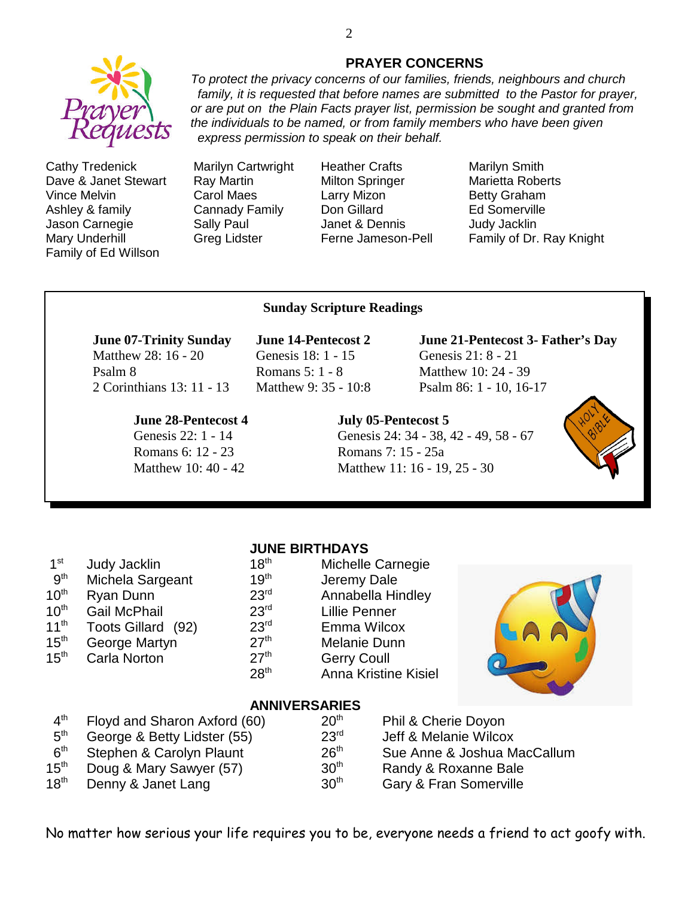## PRAYER CONCERNS

*To protect the privacy concerns of our families, friends, neighbours and church family, it is requested that before names are submitted to the Pastor for prayer, or are put on the Plain Facts prayer list, permission be sought and granted from the individuals to be named, or from family members who have been given express permission to speak on their behalf.*

- Cathy Tredenick
- Dave & Janet Stewart
- Vince Melvin
- Ashley & family
- Jason Carnegie
- Mary Underhill
- Family of Ed Willson
- Marilyn Cartwright
- Ray Martin
- Carol Maes
- Cannady Family
- Sally Paul
- Greg Lidster
- Heather Crafts
- Milton Springer
- Larry Mizon
- Don Gillard
- Janet & Dennis
- Ferne Jameson-Pell
- Marilyn Smith
- Marietta Roberts
- Betty Graham
- Ed Somerville
- Judy Jacklin
- Family of Dr. Ray Knight

## Sunday Scripture Readings

**June 07-Trinity Sunday**
Matthew 28: 16 - 20
Psalm 8
2 Corinthians 13: 11 - 13

**June 14-Pentecost 2**
Genesis 18: 1 - 15
Romans 5: 1 - 8
Matthew 9: 35 - 10:8

**June 21-Pentecost 3- Father's Day**
Genesis 21: 8 - 21
Matthew 10: 24 - 39
Psalm 86: 1 - 10, 16-17

**June 28-Pentecost 4**
Genesis 22: 1 - 14
Romans 6: 12 - 23
Matthew 10: 40 - 42

**July 05-Pentecost 5**
Genesis 24: 34 - 38, 42 - 49, 58 - 67
Romans 7: 15 - 25a
Matthew 11: 16 - 19, 25 - 30

## JUNE BIRTHDAYS

| | | | |
|---|---|---|---|
| 1st | Judy Jacklin | 18th | Michelle Carnegie |
| 9th | Michela Sargeant | 19th | Jeremy Dale |
| 10th | Ryan Dunn | 23rd | Annabella Hindley |
| 10th | Gail McPhail | 23rd | Lillie Penner |
| 11th | Toots Gillard (92) | 23rd | Emma Wilcox |
| 15th | George Martyn | 27th | Melanie Dunn |
| 15th | Carla Norton | 27th | Gerry Coull |
| | | 28th | Anna Kristine Kisiel |

## ANNIVERSARIES

| | | | |
|---|---|---|---|
| 4th | Floyd and Sharon Axford (60) | 20th | Phil & Cherie Doyon |
| 5th | George & Betty Lidster (55) | 23rd | Jeff & Melanie Wilcox |
| 6th | Stephen & Carolyn Plaunt | 26th | Sue Anne & Joshua MacCallum |
| 15th | Doug & Mary Sawyer (57) | 30th | Randy & Roxanne Bale |
| 18th | Denny & Janet Lang | 30th | Gary & Fran Somerville |

No matter how serious your life requires you to be, everyone needs a friend to act goofy with.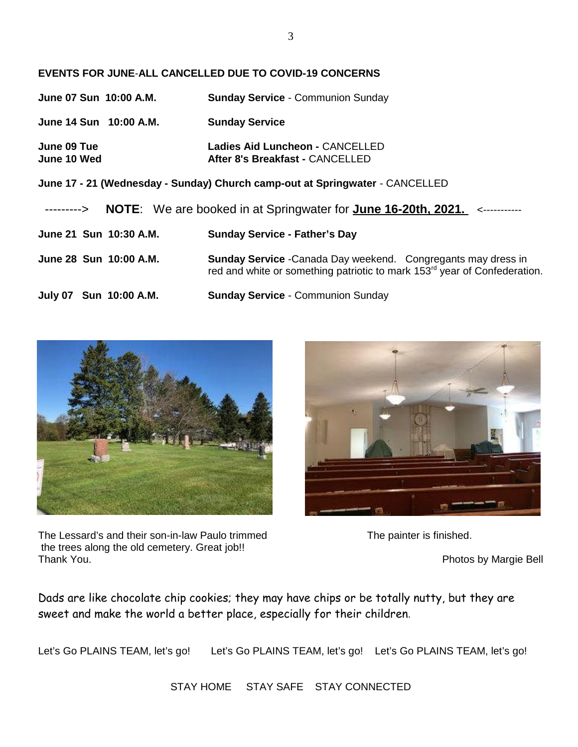**EVENTS FOR JUNE-ALL CANCELLED DUE TO COVID-19 CONCERNS**

| | |
|---|---|
| **June 07 Sun 10:00 A.M.** | **Sunday Service** - Communion Sunday |
| **June 14 Sun 10:00 A.M.** | **Sunday Service** |
| **June 09 Tue** | **Ladies Aid Luncheon -** CANCELLED |
| **June 10 Wed** | **After 8's Breakfast -** CANCELLED |

**June 17 - 21 (Wednesday - Sunday) Church camp-out at Springwater** - CANCELLED

---------> **NOTE**: We are booked in at Springwater for **June 16-20th, 2021.** <-----------

| | |
|---|---|
| **June 21 Sun 10:30 A.M.** | **Sunday Service - Father's Day** |
| **June 28 Sun 10:00 A.M.** | **Sunday Service** -Canada Day weekend. Congregants may dress in red and white or something patriotic to mark 153rd year of Confederation. |
| **July 07 Sun 10:00 A.M.** | **Sunday Service** - Communion Sunday |

The Lessard's and their son-in-law Paulo trimmed the trees along the old cemetery. Great job!! Thank You.

The painter is finished.

Photos by Margie Bell

Dads are like chocolate chip cookies; they may have chips or be totally nutty, but they are sweet and make the world a better place, especially for their children.

Let's Go PLAINS TEAM, let's go! Let's Go PLAINS TEAM, let's go! Let's Go PLAINS TEAM, let's go!

STAY HOME STAY SAFE STAY CONNECTED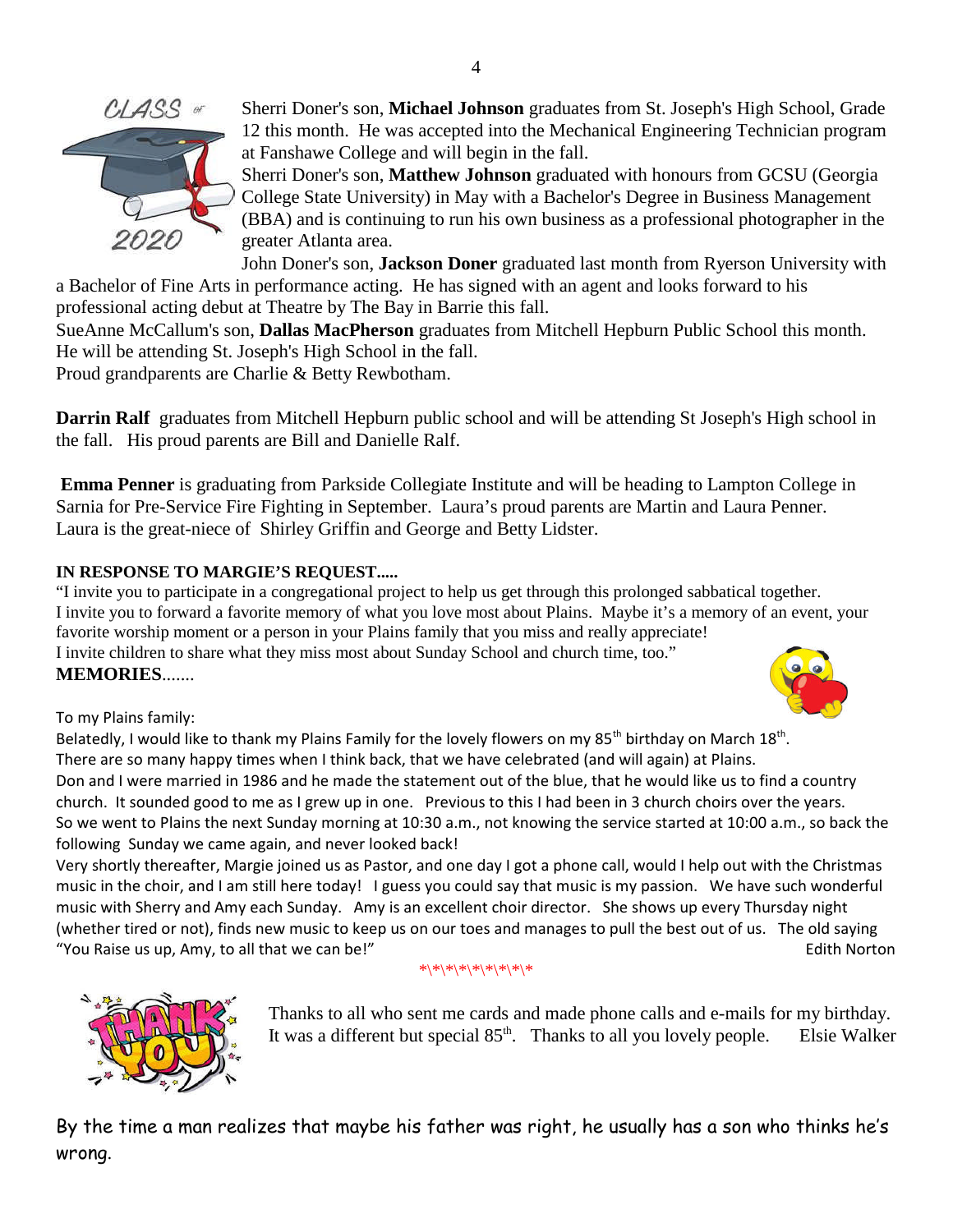Sherri Doner's son, **Michael Johnson** graduates from St. Joseph's High School, Grade 12 this month. He was accepted into the Mechanical Engineering Technician program at Fanshawe College and will begin in the fall.

Sherri Doner's son, **Matthew Johnson** graduated with honours from GCSU (Georgia College State University) in May with a Bachelor's Degree in Business Management (BBA) and is continuing to run his own business as a professional photographer in the greater Atlanta area.

John Doner's son, **Jackson Doner** graduated last month from Ryerson University with a Bachelor of Fine Arts in performance acting. He has signed with an agent and looks forward to his professional acting debut at Theatre by The Bay in Barrie this fall.

SueAnne McCallum's son, **Dallas MacPherson** graduates from Mitchell Hepburn Public School this month. He will be attending St. Joseph's High School in the fall.

Proud grandparents are Charlie & Betty Rewbotham.

**Darrin Ralf** graduates from Mitchell Hepburn public school and will be attending St Joseph's High school in the fall. His proud parents are Bill and Danielle Ralf.

**Emma Penner** is graduating from Parkside Collegiate Institute and will be heading to Lampton College in Sarnia for Pre-Service Fire Fighting in September. Laura's proud parents are Martin and Laura Penner. Laura is the great-niece of Shirley Griffin and George and Betty Lidster.

**IN RESPONSE TO MARGIE'S REQUEST.....**

"I invite you to participate in a congregational project to help us get through this prolonged sabbatical together.
I invite you to forward a favorite memory of what you love most about Plains. Maybe it's a memory of an event, your favorite worship moment or a person in your Plains family that you miss and really appreciate!
I invite children to share what they miss most about Sunday School and church time, too."

**MEMORIES**.......

To my Plains family:

Belatedly, I would like to thank my Plains Family for the lovely flowers on my 85th birthday on March 18th.
There are so many happy times when I think back, that we have celebrated (and will again) at Plains.
Don and I were married in 1986 and he made the statement out of the blue, that he would like us to find a country church. It sounded good to me as I grew up in one. Previous to this I had been in 3 church choirs over the years.
So we went to Plains the next Sunday morning at 10:30 a.m., not knowing the service started at 10:00 a.m., so back the following Sunday we came again, and never looked back!
Very shortly thereafter, Margie joined us as Pastor, and one day I got a phone call, would I help out with the Christmas music in the choir, and I am still here today! I guess you could say that music is my passion. We have such wonderful music with Sherry and Amy each Sunday. Amy is an excellent choir director. She shows up every Thursday night (whether tired or not), finds new music to keep us on our toes and manages to pull the best out of us. The old saying "You Raise us up, Amy, to all that we can be!"

Edith Norton

*\*\*\*\*\*\*\*\*\*

Thanks to all who sent me cards and made phone calls and e-mails for my birthday. It was a different but special 85th. Thanks to all you lovely people. Elsie Walker

By the time a man realizes that maybe his father was right, he usually has a son who thinks he's wrong.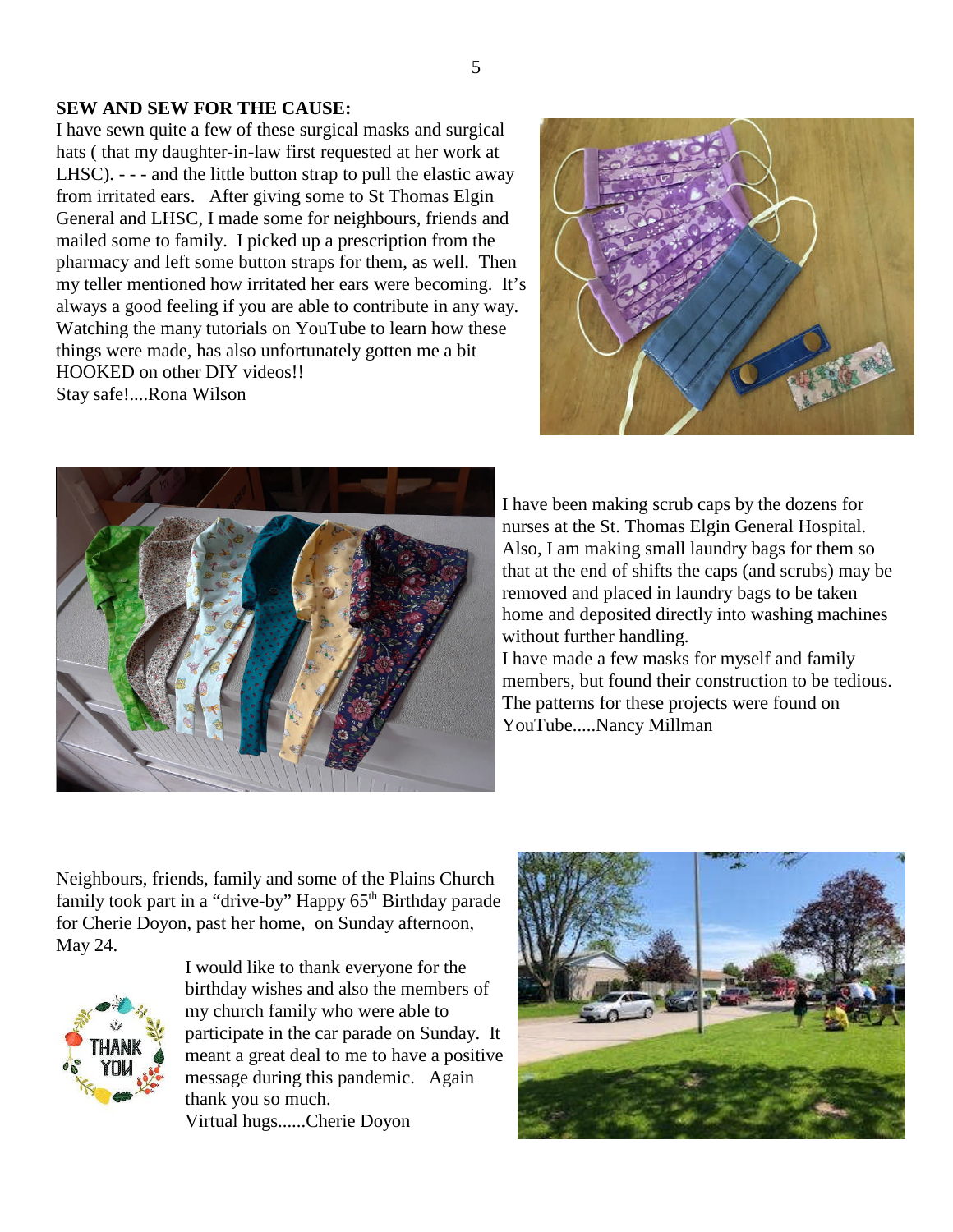**SEW AND SEW FOR THE CAUSE:**

I have sewn quite a few of these surgical masks and surgical hats ( that my daughter-in-law first requested at her work at LHSC). - - - and the little button strap to pull the elastic away from irritated ears. After giving some to St Thomas Elgin General and LHSC, I made some for neighbours, friends and mailed some to family. I picked up a prescription from the pharmacy and left some button straps for them, as well. Then my teller mentioned how irritated her ears were becoming. It's always a good feeling if you are able to contribute in any way. Watching the many tutorials on YouTube to learn how these things were made, has also unfortunately gotten me a bit HOOKED on other DIY videos!!

Stay safe!....Rona Wilson

I have been making scrub caps by the dozens for nurses at the St. Thomas Elgin General Hospital. Also, I am making small laundry bags for them so that at the end of shifts the caps (and scrubs) may be removed and placed in laundry bags to be taken home and deposited directly into washing machines without further handling.

I have made a few masks for myself and family members, but found their construction to be tedious. The patterns for these projects were found on YouTube.....Nancy Millman

Neighbours, friends, family and some of the Plains Church family took part in a "drive-by" Happy 65th Birthday parade for Cherie Doyon, past her home, on Sunday afternoon, May 24.

I would like to thank everyone for the birthday wishes and also the members of my church family who were able to participate in the car parade on Sunday. It meant a great deal to me to have a positive message during this pandemic. Again thank you so much.

Virtual hugs......Cherie Doyon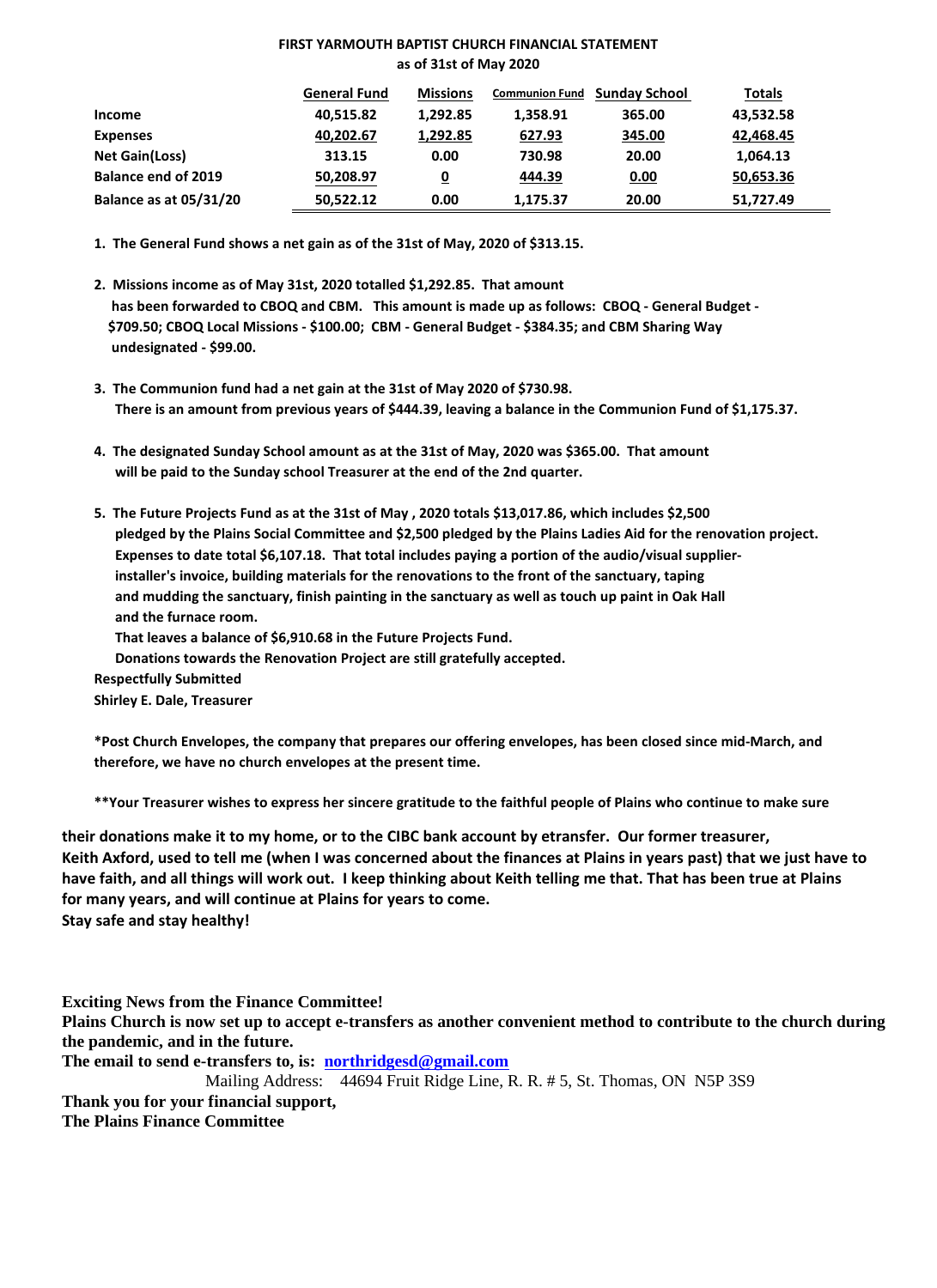**FIRST YARMOUTH BAPTIST CHURCH FINANCIAL STATEMENT**
**as of 31st of May 2020**

| | General Fund | Missions | Communion Fund | Sunday School | Totals |
|---|---|---|---|---|---|
| **Income** | 40,515.82 | 1,292.85 | 1,358.91 | 365.00 | 43,532.58 |
| **Expenses** | 40,202.67 | 1,292.85 | 627.93 | 345.00 | 42,468.45 |
| **Net Gain(Loss)** | 313.15 | 0.00 | 730.98 | 20.00 | 1,064.13 |
| **Balance end of 2019** | 50,208.97 | 0 | 444.39 | 0.00 | 50,653.36 |
| **Balance as at 05/31/20** | 50,522.12 | 0.00 | 1,175.37 | 20.00 | 51,727.49 |

**1. The General Fund shows a net gain as of the 31st of May, 2020 of $313.15.**

**2. Missions income as of May 31st, 2020 totalled $1,292.85. That amount has been forwarded to CBOQ and CBM. This amount is made up as follows: CBOQ - General Budget - $709.50; CBOQ Local Missions - $100.00; CBM - General Budget - $384.35; and CBM Sharing Way undesignated - $99.00.**

**3. The Communion fund had a net gain at the 31st of May 2020 of $730.98. There is an amount from previous years of $444.39, leaving a balance in the Communion Fund of $1,175.37.**

**4. The designated Sunday School amount as at the 31st of May, 2020 was $365.00. That amount will be paid to the Sunday school Treasurer at the end of the 2nd quarter.**

**5. The Future Projects Fund as at the 31st of May , 2020 totals $13,017.86, which includes $2,500 pledged by the Plains Social Committee and $2,500 pledged by the Plains Ladies Aid for the renovation project. Expenses to date total $6,107.18. That total includes paying a portion of the audio/visual supplier-installer's invoice, building materials for the renovations to the front of the sanctuary, taping and mudding the sanctuary, finish painting in the sanctuary as well as touch up paint in Oak Hall and the furnace room.**

**That leaves a balance of $6,910.68 in the Future Projects Fund.**

**Donations towards the Renovation Project are still gratefully accepted.**

**Respectfully Submitted**
**Shirley E. Dale, Treasurer**

***Post Church Envelopes, the company that prepares our offering envelopes, has been closed since mid-March, and therefore, we have no church envelopes at the present time.**

****Your Treasurer wishes to express her sincere gratitude to the faithful people of Plains who continue to make sure their donations make it to my home, or to the CIBC bank account by etransfer. Our former treasurer, Keith Axford, used to tell me (when I was concerned about the finances at Plains in years past) that we just have to have faith, and all things will work out. I keep thinking about Keith telling me that. That has been true at Plains for many years, and will continue at Plains for years to come.**
**Stay safe and stay healthy!**

**Exciting News from the Finance Committee!**
**Plains Church is now set up to accept e-transfers as another convenient method to contribute to the church during the pandemic, and in the future.**
**The email to send e-transfers to, is: northridgesd@gmail.com**

Mailing Address: 44694 Fruit Ridge Line, R. R. # 5, St. Thomas, ON N5P 3S9

**Thank you for your financial support,**
**The Plains Finance Committee**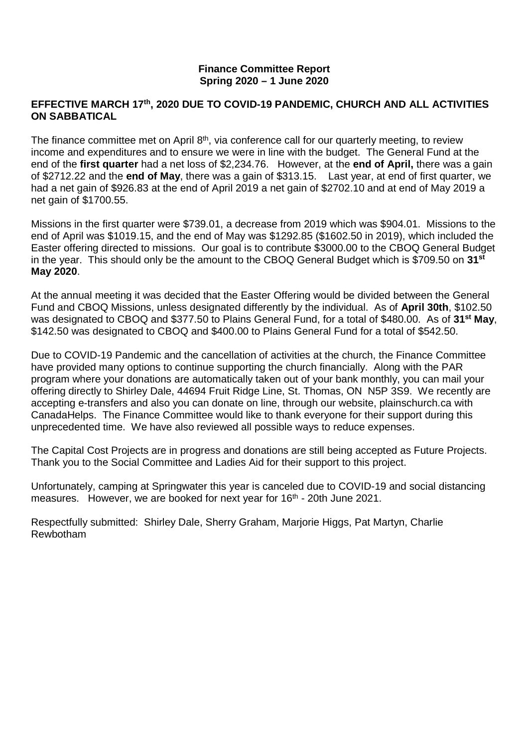**Finance Committee Report**
**Spring 2020 – 1 June 2020**

**EFFECTIVE MARCH 17th, 2020 DUE TO COVID-19 PANDEMIC, CHURCH AND ALL ACTIVITIES ON SABBATICAL**

The finance committee met on April 8th, via conference call for our quarterly meeting, to review income and expenditures and to ensure we were in line with the budget. The General Fund at the end of the **first quarter** had a net loss of $2,234.76. However, at the **end of April,** there was a gain of $2712.22 and the **end of May**, there was a gain of $313.15. Last year, at end of first quarter, we had a net gain of $926.83 at the end of April 2019 a net gain of $2702.10 and at end of May 2019 a net gain of $1700.55.

Missions in the first quarter were $739.01, a decrease from 2019 which was $904.01. Missions to the end of April was $1019.15, and the end of May was $1292.85 ($1602.50 in 2019), which included the Easter offering directed to missions. Our goal is to contribute $3000.00 to the CBOQ General Budget in the year. This should only be the amount to the CBOQ General Budget which is $709.50 on **31st May 2020**.

At the annual meeting it was decided that the Easter Offering would be divided between the General Fund and CBOQ Missions, unless designated differently by the individual. As of **April 30th**, $102.50 was designated to CBOQ and $377.50 to Plains General Fund, for a total of $480.00. As of **31st May**, $142.50 was designated to CBOQ and $400.00 to Plains General Fund for a total of $542.50.

Due to COVID-19 Pandemic and the cancellation of activities at the church, the Finance Committee have provided many options to continue supporting the church financially. Along with the PAR program where your donations are automatically taken out of your bank monthly, you can mail your offering directly to Shirley Dale, 44694 Fruit Ridge Line, St. Thomas, ON N5P 3S9. We recently are accepting e-transfers and also you can donate on line, through our website, plainschurch.ca with CanadaHelps. The Finance Committee would like to thank everyone for their support during this unprecedented time. We have also reviewed all possible ways to reduce expenses.

The Capital Cost Projects are in progress and donations are still being accepted as Future Projects. Thank you to the Social Committee and Ladies Aid for their support to this project.

Unfortunately, camping at Springwater this year is canceled due to COVID-19 and social distancing measures. However, we are booked for next year for 16th - 20th June 2021.

Respectfully submitted: Shirley Dale, Sherry Graham, Marjorie Higgs, Pat Martyn, Charlie Rewbotham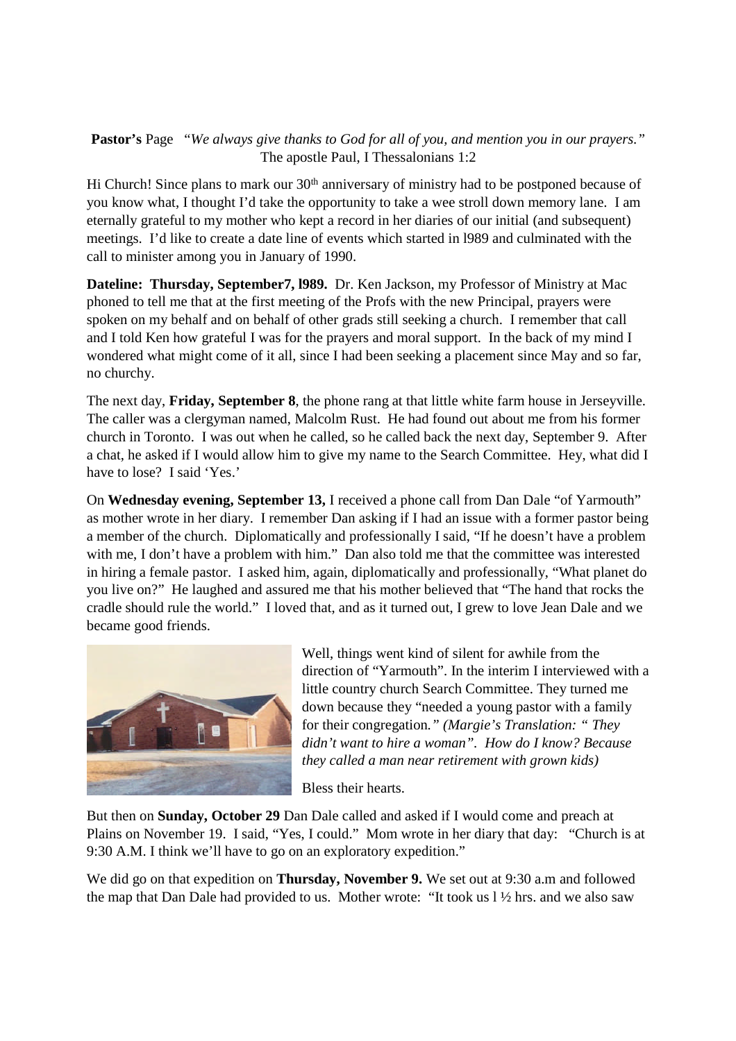**Pastor's** Page *"We always give thanks to God for all of you, and mention you in our prayers."* The apostle Paul, I Thessalonians 1:2

Hi Church! Since plans to mark our 30th anniversary of ministry had to be postponed because of you know what, I thought I'd take the opportunity to take a wee stroll down memory lane. I am eternally grateful to my mother who kept a record in her diaries of our initial (and subsequent) meetings. I'd like to create a date line of events which started in l989 and culminated with the call to minister among you in January of 1990.

**Dateline: Thursday, September7, l989.** Dr. Ken Jackson, my Professor of Ministry at Mac phoned to tell me that at the first meeting of the Profs with the new Principal, prayers were spoken on my behalf and on behalf of other grads still seeking a church. I remember that call and I told Ken how grateful I was for the prayers and moral support. In the back of my mind I wondered what might come of it all, since I had been seeking a placement since May and so far, no churchy.

The next day, **Friday, September 8**, the phone rang at that little white farm house in Jerseyville. The caller was a clergyman named, Malcolm Rust. He had found out about me from his former church in Toronto. I was out when he called, so he called back the next day, September 9. After a chat, he asked if I would allow him to give my name to the Search Committee. Hey, what did I have to lose? I said 'Yes.'

On **Wednesday evening, September 13,** I received a phone call from Dan Dale "of Yarmouth" as mother wrote in her diary. I remember Dan asking if I had an issue with a former pastor being a member of the church. Diplomatically and professionally I said, "If he doesn't have a problem with me, I don't have a problem with him." Dan also told me that the committee was interested in hiring a female pastor. I asked him, again, diplomatically and professionally, "What planet do you live on?" He laughed and assured me that his mother believed that "The hand that rocks the cradle should rule the world." I loved that, and as it turned out, I grew to love Jean Dale and we became good friends.

Well, things went kind of silent for awhile from the direction of "Yarmouth". In the interim I interviewed with a little country church Search Committee. They turned me down because they "needed a young pastor with a family for their congregation*." (Margie's Translation: " They didn't want to hire a woman". How do I know? Because they called a man near retirement with grown kids)*

Bless their hearts.

But then on **Sunday, October 29** Dan Dale called and asked if I would come and preach at Plains on November 19. I said, "Yes, I could." Mom wrote in her diary that day: "Church is at 9:30 A.M. I think we'll have to go on an exploratory expedition."

We did go on that expedition on **Thursday, November 9.** We set out at 9:30 a.m and followed the map that Dan Dale had provided to us. Mother wrote: "It took us l ½ hrs. and we also saw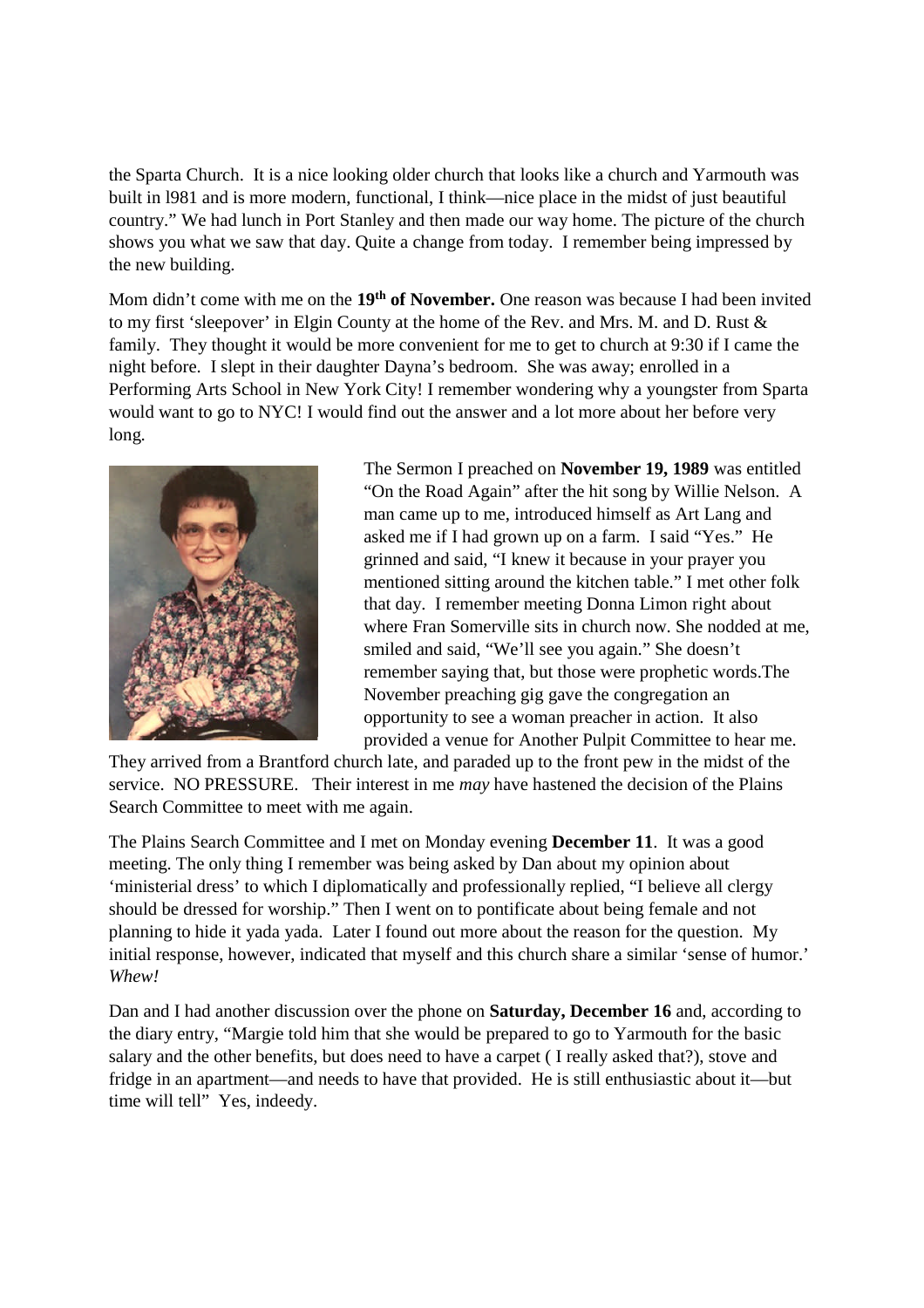the Sparta Church. It is a nice looking older church that looks like a church and Yarmouth was built in l981 and is more modern, functional, I think—nice place in the midst of just beautiful country." We had lunch in Port Stanley and then made our way home. The picture of the church shows you what we saw that day. Quite a change from today. I remember being impressed by the new building.

Mom didn't come with me on the **19th of November.** One reason was because I had been invited to my first 'sleepover' in Elgin County at the home of the Rev. and Mrs. M. and D. Rust & family. They thought it would be more convenient for me to get to church at 9:30 if I came the night before. I slept in their daughter Dayna's bedroom. She was away; enrolled in a Performing Arts School in New York City! I remember wondering why a youngster from Sparta would want to go to NYC! I would find out the answer and a lot more about her before very long.

The Sermon I preached on **November 19, 1989** was entitled "On the Road Again" after the hit song by Willie Nelson. A man came up to me, introduced himself as Art Lang and asked me if I had grown up on a farm. I said "Yes." He grinned and said, "I knew it because in your prayer you mentioned sitting around the kitchen table." I met other folk that day. I remember meeting Donna Limon right about where Fran Somerville sits in church now. She nodded at me, smiled and said, "We'll see you again." She doesn't remember saying that, but those were prophetic words.The November preaching gig gave the congregation an opportunity to see a woman preacher in action. It also provided a venue for Another Pulpit Committee to hear me. They arrived from a Brantford church late, and paraded up to the front pew in the midst of the service. NO PRESSURE. Their interest in me *may* have hastened the decision of the Plains Search Committee to meet with me again.

The Plains Search Committee and I met on Monday evening **December 11**. It was a good meeting. The only thing I remember was being asked by Dan about my opinion about 'ministerial dress' to which I diplomatically and professionally replied, "I believe all clergy should be dressed for worship." Then I went on to pontificate about being female and not planning to hide it yada yada. Later I found out more about the reason for the question. My initial response, however, indicated that myself and this church share a similar 'sense of humor.' *Whew!*

Dan and I had another discussion over the phone on **Saturday, December 16** and, according to the diary entry, "Margie told him that she would be prepared to go to Yarmouth for the basic salary and the other benefits, but does need to have a carpet ( I really asked that?), stove and fridge in an apartment—and needs to have that provided. He is still enthusiastic about it—but time will tell" Yes, indeedy.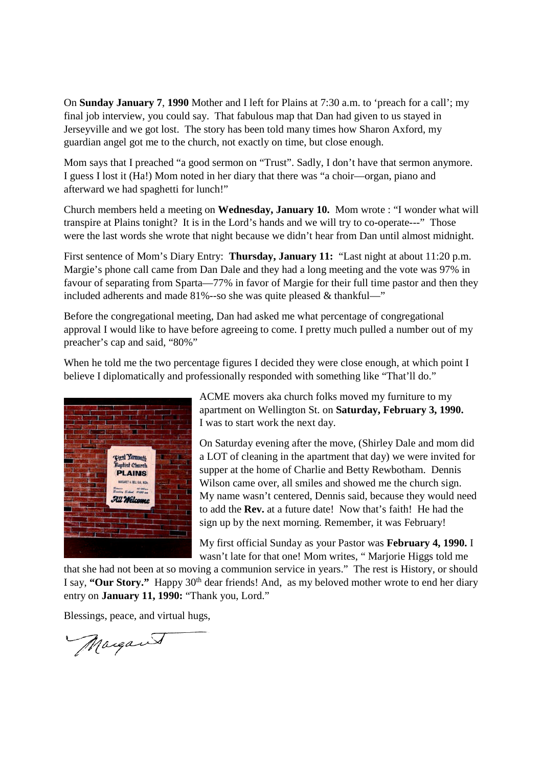On **Sunday January 7**, **1990** Mother and I left for Plains at 7:30 a.m. to 'preach for a call'; my final job interview, you could say. That fabulous map that Dan had given to us stayed in Jerseyville and we got lost. The story has been told many times how Sharon Axford, my guardian angel got me to the church, not exactly on time, but close enough.

Mom says that I preached "a good sermon on "Trust". Sadly, I don't have that sermon anymore. I guess I lost it (Ha!) Mom noted in her diary that there was "a choir—organ, piano and afterward we had spaghetti for lunch!"

Church members held a meeting on **Wednesday, January 10.** Mom wrote : "I wonder what will transpire at Plains tonight? It is in the Lord's hands and we will try to co-operate---" Those were the last words she wrote that night because we didn't hear from Dan until almost midnight.

First sentence of Mom's Diary Entry: **Thursday, January 11:** "Last night at about 11:20 p.m. Margie's phone call came from Dan Dale and they had a long meeting and the vote was 97% in favour of separating from Sparta—77% in favor of Margie for their full time pastor and then they included adherents and made 81%--so she was quite pleased & thankful—"

Before the congregational meeting, Dan had asked me what percentage of congregational approval I would like to have before agreeing to come. I pretty much pulled a number out of my preacher's cap and said, "80%"

When he told me the two percentage figures I decided they were close enough, at which point I believe I diplomatically and professionally responded with something like "That'll do."

ACME movers aka church folks moved my furniture to my apartment on Wellington St. on **Saturday, February 3, 1990.** I was to start work the next day.

On Saturday evening after the move, (Shirley Dale and mom did a LOT of cleaning in the apartment that day) we were invited for supper at the home of Charlie and Betty Rewbotham. Dennis Wilson came over, all smiles and showed me the church sign. My name wasn't centered, Dennis said, because they would need to add the **Rev.** at a future date! Now that's faith! He had the sign up by the next morning. Remember, it was February!

My first official Sunday as your Pastor was **February 4, 1990.** I wasn't late for that one! Mom writes, " Marjorie Higgs told me that she had not been at so moving a communion service in years." The rest is History, or should I say, **"Our Story."** Happy 30th dear friends! And, as my beloved mother wrote to end her diary entry on **January 11, 1990:** "Thank you, Lord."

Blessings, peace, and virtual hugs,

Margaret